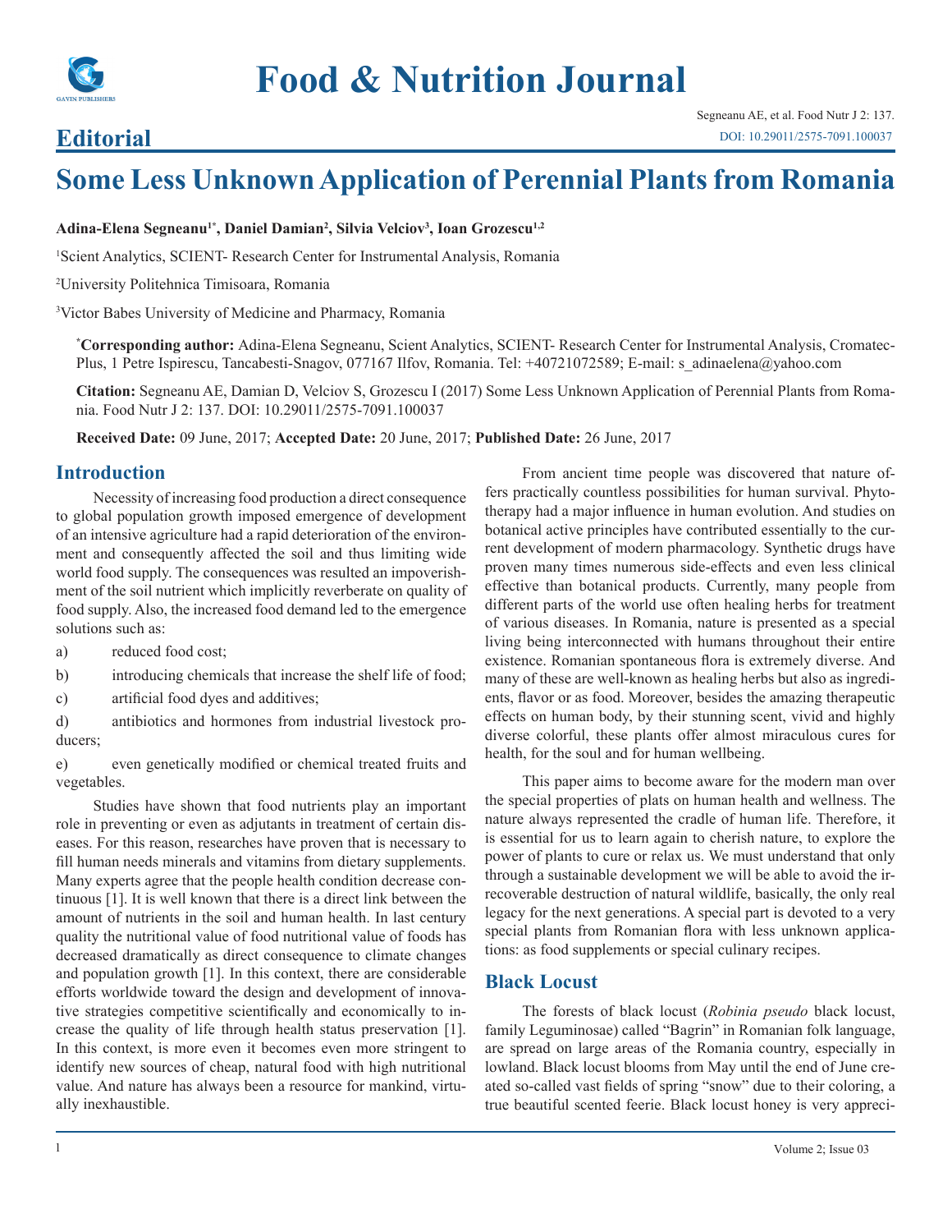# Food & Nutrition Journal

Segneanu AE, et al. Food Nutr J 2: 137.
DOI: 10.29011/2575-7091.100037

## Editorial

# Some Less Unknown Application of Perennial Plants from Romania

**Adina-Elena Segneanu[1*], Daniel Damian[2], Silvia Velciov[3], Ioan Grozescu[1,2]**

[1]Scient Analytics, SCIENT- Research Center for Instrumental Analysis, Romania

[2]University Politehnica Timisoara, Romania

[3]Victor Babes University of Medicine and Pharmacy, Romania

**[*]Corresponding author:** Adina-Elena Segneanu, Scient Analytics, SCIENT- Research Center for Instrumental Analysis, Cromatec-Plus, 1 Petre Ispirescu, Tancabesti-Snagov, 077167 Ilfov, Romania. Tel: +40721072589; E-mail: s_adinaelena@yahoo.com

**Citation:** Segneanu AE, Damian D, Velciov S, Grozescu I (2017) Some Less Unknown Application of Perennial Plants from Romania. Food Nutr J 2: 137. DOI: 10.29011/2575-7091.100037

**Received Date:** 09 June, 2017; **Accepted Date:** 20 June, 2017; **Published Date:** 26 June, 2017

## Introduction

Necessity of increasing food production a direct consequence to global population growth imposed emergence of development of an intensive agriculture had a rapid deterioration of the environment and consequently affected the soil and thus limiting wide world food supply. The consequences was resulted an impoverishment of the soil nutrient which implicitly reverberate on quality of food supply. Also, the increased food demand led to the emergence solutions such as:

a) reduced food cost;

b) introducing chemicals that increase the shelf life of food;

c) artificial food dyes and additives;

d) antibiotics and hormones from industrial livestock producers;

e) even genetically modified or chemical treated fruits and vegetables.

Studies have shown that food nutrients play an important role in preventing or even as adjutants in treatment of certain diseases. For this reason, researches have proven that is necessary to fill human needs minerals and vitamins from dietary supplements. Many experts agree that the people health condition decrease continuous [1]. It is well known that there is a direct link between the amount of nutrients in the soil and human health. In last century quality the nutritional value of food nutritional value of foods has decreased dramatically as direct consequence to climate changes and population growth [1]. In this context, there are considerable efforts worldwide toward the design and development of innovative strategies competitive scientifically and economically to increase the quality of life through health status preservation [1]. In this context, is more even it becomes even more stringent to identify new sources of cheap, natural food with high nutritional value. And nature has always been a resource for mankind, virtually inexhaustible.

From ancient time people was discovered that nature offers practically countless possibilities for human survival. Phytotherapy had a major influence in human evolution. And studies on botanical active principles have contributed essentially to the current development of modern pharmacology. Synthetic drugs have proven many times numerous side-effects and even less clinical effective than botanical products. Currently, many people from different parts of the world use often healing herbs for treatment of various diseases. In Romania, nature is presented as a special living being interconnected with humans throughout their entire existence. Romanian spontaneous flora is extremely diverse. And many of these are well-known as healing herbs but also as ingredients, flavor or as food. Moreover, besides the amazing therapeutic effects on human body, by their stunning scent, vivid and highly diverse colorful, these plants offer almost miraculous cures for health, for the soul and for human wellbeing.

This paper aims to become aware for the modern man over the special properties of plats on human health and wellness. The nature always represented the cradle of human life. Therefore, it is essential for us to learn again to cherish nature, to explore the power of plants to cure or relax us. We must understand that only through a sustainable development we will be able to avoid the irrecoverable destruction of natural wildlife, basically, the only real legacy for the next generations. A special part is devoted to a very special plants from Romanian flora with less unknown applications: as food supplements or special culinary recipes.

## Black Locust

The forests of black locust (*Robinia pseudo* black locust, family Leguminosae) called "Bagrin" in Romanian folk language, are spread on large areas of the Romania country, especially in lowland. Black locust blooms from May until the end of June created so-called vast fields of spring "snow" due to their coloring, a true beautiful scented feerie. Black locust honey is very appreci-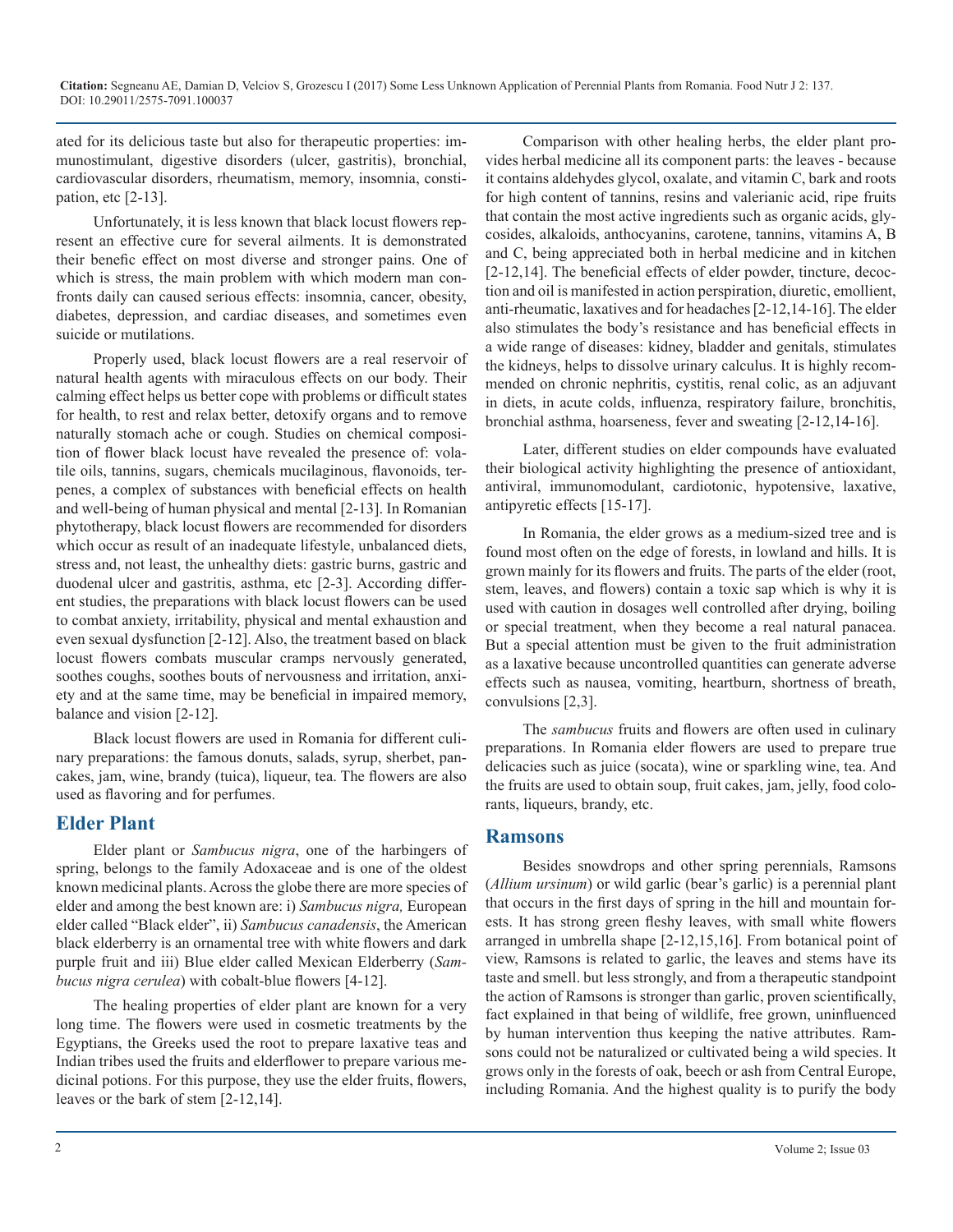ated for its delicious taste but also for therapeutic properties: immunostimulant, digestive disorders (ulcer, gastritis), bronchial, cardiovascular disorders, rheumatism, memory, insomnia, constipation, etc [2-13].

Unfortunately, it is less known that black locust flowers represent an effective cure for several ailments. It is demonstrated their benefic effect on most diverse and stronger pains. One of which is stress, the main problem with which modern man confronts daily can caused serious effects: insomnia, cancer, obesity, diabetes, depression, and cardiac diseases, and sometimes even suicide or mutilations.

Properly used, black locust flowers are a real reservoir of natural health agents with miraculous effects on our body. Their calming effect helps us better cope with problems or difficult states for health, to rest and relax better, detoxify organs and to remove naturally stomach ache or cough. Studies on chemical composition of flower black locust have revealed the presence of: volatile oils, tannins, sugars, chemicals mucilaginous, flavonoids, terpenes, a complex of substances with beneficial effects on health and well-being of human physical and mental [2-13]. In Romanian phytotherapy, black locust flowers are recommended for disorders which occur as result of an inadequate lifestyle, unbalanced diets, stress and, not least, the unhealthy diets: gastric burns, gastric and duodenal ulcer and gastritis, asthma, etc [2-3]. According different studies, the preparations with black locust flowers can be used to combat anxiety, irritability, physical and mental exhaustion and even sexual dysfunction [2-12]. Also, the treatment based on black locust flowers combats muscular cramps nervously generated, soothes coughs, soothes bouts of nervousness and irritation, anxiety and at the same time, may be beneficial in impaired memory, balance and vision [2-12].

Black locust flowers are used in Romania for different culinary preparations: the famous donuts, salads, syrup, sherbet, pancakes, jam, wine, brandy (tuica), liqueur, tea. The flowers are also used as flavoring and for perfumes.

## Elder Plant

Elder plant or *Sambucus nigra*, one of the harbingers of spring, belongs to the family Adoxaceae and is one of the oldest known medicinal plants. Across the globe there are more species of elder and among the best known are: i) *Sambucus nigra,* European elder called "Black elder", ii) *Sambucus canadensis*, the American black elderberry is an ornamental tree with white flowers and dark purple fruit and iii) Blue elder called Mexican Elderberry (*Sambucus nigra cerulea*) with cobalt-blue flowers [4-12].

The healing properties of elder plant are known for a very long time. The flowers were used in cosmetic treatments by the Egyptians, the Greeks used the root to prepare laxative teas and Indian tribes used the fruits and elderflower to prepare various medicinal potions. For this purpose, they use the elder fruits, flowers, leaves or the bark of stem [2-12,14].

Comparison with other healing herbs, the elder plant provides herbal medicine all its component parts: the leaves - because it contains aldehydes glycol, oxalate, and vitamin C, bark and roots for high content of tannins, resins and valerianic acid, ripe fruits that contain the most active ingredients such as organic acids, glycosides, alkaloids, anthocyanins, carotene, tannins, vitamins A, B and C, being appreciated both in herbal medicine and in kitchen [2-12,14]. The beneficial effects of elder powder, tincture, decoction and oil is manifested in action perspiration, diuretic, emollient, anti-rheumatic, laxatives and for headaches [2-12,14-16]. The elder also stimulates the body's resistance and has beneficial effects in a wide range of diseases: kidney, bladder and genitals, stimulates the kidneys, helps to dissolve urinary calculus. It is highly recommended on chronic nephritis, cystitis, renal colic, as an adjuvant in diets, in acute colds, influenza, respiratory failure, bronchitis, bronchial asthma, hoarseness, fever and sweating [2-12,14-16].

Later, different studies on elder compounds have evaluated their biological activity highlighting the presence of antioxidant, antiviral, immunomodulant, cardiotonic, hypotensive, laxative, antipyretic effects [15-17].

In Romania, the elder grows as a medium-sized tree and is found most often on the edge of forests, in lowland and hills. It is grown mainly for its flowers and fruits. The parts of the elder (root, stem, leaves, and flowers) contain a toxic sap which is why it is used with caution in dosages well controlled after drying, boiling or special treatment, when they become a real natural panacea. But a special attention must be given to the fruit administration as a laxative because uncontrolled quantities can generate adverse effects such as nausea, vomiting, heartburn, shortness of breath, convulsions [2,3].

The *sambucus* fruits and flowers are often used in culinary preparations. In Romania elder flowers are used to prepare true delicacies such as juice (socata), wine or sparkling wine, tea. And the fruits are used to obtain soup, fruit cakes, jam, jelly, food colorants, liqueurs, brandy, etc.

## Ramsons

Besides snowdrops and other spring perennials, Ramsons (*Allium ursinum*) or wild garlic (bear's garlic) is a perennial plant that occurs in the first days of spring in the hill and mountain forests. It has strong green fleshy leaves, with small white flowers arranged in umbrella shape [2-12,15,16]. From botanical point of view, Ramsons is related to garlic, the leaves and stems have its taste and smell. but less strongly, and from a therapeutic standpoint the action of Ramsons is stronger than garlic, proven scientifically, fact explained in that being of wildlife, free grown, uninfluenced by human intervention thus keeping the native attributes. Ramsons could not be naturalized or cultivated being a wild species. It grows only in the forests of oak, beech or ash from Central Europe, including Romania. And the highest quality is to purify the body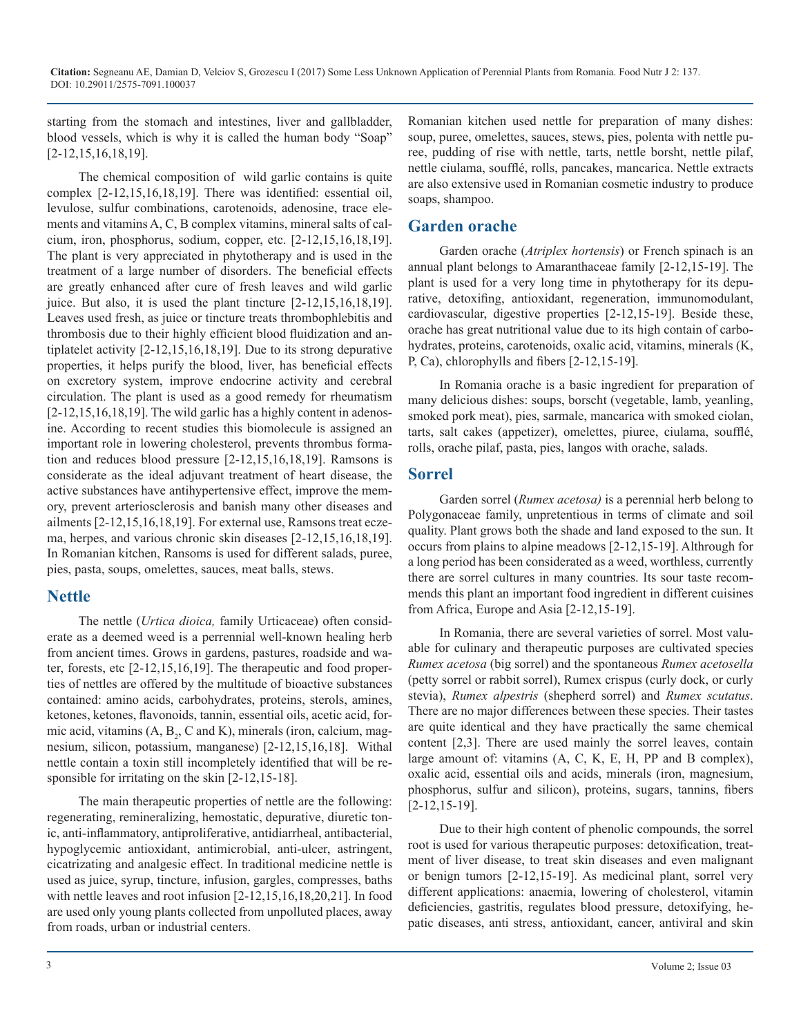starting from the stomach and intestines, liver and gallbladder, blood vessels, which is why it is called the human body "Soap" [2-12,15,16,18,19].

The chemical composition of wild garlic contains is quite complex [2-12,15,16,18,19]. There was identified: essential oil, levulose, sulfur combinations, carotenoids, adenosine, trace elements and vitamins A, C, B complex vitamins, mineral salts of calcium, iron, phosphorus, sodium, copper, etc. [2-12,15,16,18,19]. The plant is very appreciated in phytotherapy and is used in the treatment of a large number of disorders. The beneficial effects are greatly enhanced after cure of fresh leaves and wild garlic juice. But also, it is used the plant tincture [2-12,15,16,18,19]. Leaves used fresh, as juice or tincture treats thrombophlebitis and thrombosis due to their highly efficient blood fluidization and antiplatelet activity [2-12,15,16,18,19]. Due to its strong depurative properties, it helps purify the blood, liver, has beneficial effects on excretory system, improve endocrine activity and cerebral circulation. The plant is used as a good remedy for rheumatism [2-12,15,16,18,19]. The wild garlic has a highly content in adenosine. According to recent studies this biomolecule is assigned an important role in lowering cholesterol, prevents thrombus formation and reduces blood pressure [2-12,15,16,18,19]. Ramsons is considerate as the ideal adjuvant treatment of heart disease, the active substances have antihypertensive effect, improve the memory, prevent arteriosclerosis and banish many other diseases and ailments [2-12,15,16,18,19]. For external use, Ramsons treat eczema, herpes, and various chronic skin diseases [2-12,15,16,18,19]. In Romanian kitchen, Ransoms is used for different salads, puree, pies, pasta, soups, omelettes, sauces, meat balls, stews.

## Nettle

The nettle (*Urtica dioica,* family Urticaceae) often considerate as a deemed weed is a perrennial well-known healing herb from ancient times. Grows in gardens, pastures, roadside and water, forests, etc [2-12,15,16,19]. The therapeutic and food properties of nettles are offered by the multitude of bioactive substances contained: amino acids, carbohydrates, proteins, sterols, amines, ketones, ketones, flavonoids, tannin, essential oils, acetic acid, formic acid, vitamins (A, $B_2$, C and K), minerals (iron, calcium, magnesium, silicon, potassium, manganese) [2-12,15,16,18]. Withal nettle contain a toxin still incompletely identified that will be responsible for irritating on the skin [2-12,15-18].

The main therapeutic properties of nettle are the following: regenerating, remineralizing, hemostatic, depurative, diuretic tonic, anti-inflammatory, antiproliferative, antidiarrheal, antibacterial, hypoglycemic antioxidant, antimicrobial, anti-ulcer, astringent, cicatrizating and analgesic effect. In traditional medicine nettle is used as juice, syrup, tincture, infusion, gargles, compresses, baths with nettle leaves and root infusion [2-12,15,16,18,20,21]. In food are used only young plants collected from unpolluted places, away from roads, urban or industrial centers.

Romanian kitchen used nettle for preparation of many dishes: soup, puree, omelettes, sauces, stews, pies, polenta with nettle puree, pudding of rise with nettle, tarts, nettle borsht, nettle pilaf, nettle ciulama, soufflé, rolls, pancakes, mancarica. Nettle extracts are also extensive used in Romanian cosmetic industry to produce soaps, shampoo.

## Garden orache

Garden orache (*Atriplex hortensis*) or French spinach is an annual plant belongs to Amaranthaceae family [2-12,15-19]. The plant is used for a very long time in phytotherapy for its depurative, detoxifing, antioxidant, regeneration, immunomodulant, cardiovascular, digestive properties [2-12,15-19]. Beside these, orache has great nutritional value due to its high contain of carbohydrates, proteins, carotenoids, oxalic acid, vitamins, minerals (K, P, Ca), chlorophylls and fibers [2-12,15-19].

In Romania orache is a basic ingredient for preparation of many delicious dishes: soups, borscht (vegetable, lamb, yeanling, smoked pork meat), pies, sarmale, mancarica with smoked ciolan, tarts, salt cakes (appetizer), omelettes, piuree, ciulama, soufflé, rolls, orache pilaf, pasta, pies, langos with orache, salads.

## Sorrel

Garden sorrel (*Rumex acetosa)* is a perennial herb belong to Polygonaceae family, unpretentious in terms of climate and soil quality. Plant grows both the shade and land exposed to the sun. It occurs from plains to alpine meadows [2-12,15-19]. Althrough for a long period has been considerated as a weed, worthless, currently there are sorrel cultures in many countries. Its sour taste recommends this plant an important food ingredient in different cuisines from Africa, Europe and Asia [2-12,15-19].

In Romania, there are several varieties of sorrel. Most valuable for culinary and therapeutic purposes are cultivated species *Rumex acetosa* (big sorrel) and the spontaneous *Rumex acetosella* (petty sorrel or rabbit sorrel), Rumex crispus (curly dock, or curly stevia), *Rumex alpestris* (shepherd sorrel) and *Rumex scutatus*. There are no major differences between these species. Their tastes are quite identical and they have practically the same chemical content [2,3]. There are used mainly the sorrel leaves, contain large amount of: vitamins (A, C, K, E, H, PP and B complex), oxalic acid, essential oils and acids, minerals (iron, magnesium, phosphorus, sulfur and silicon), proteins, sugars, tannins, fibers [2-12,15-19].

Due to their high content of phenolic compounds, the sorrel root is used for various therapeutic purposes: detoxification, treatment of liver disease, to treat skin diseases and even malignant or benign tumors [2-12,15-19]. As medicinal plant, sorrel very different applications: anaemia, lowering of cholesterol, vitamin deficiencies, gastritis, regulates blood pressure, detoxifying, hepatic diseases, anti stress, antioxidant, cancer, antiviral and skin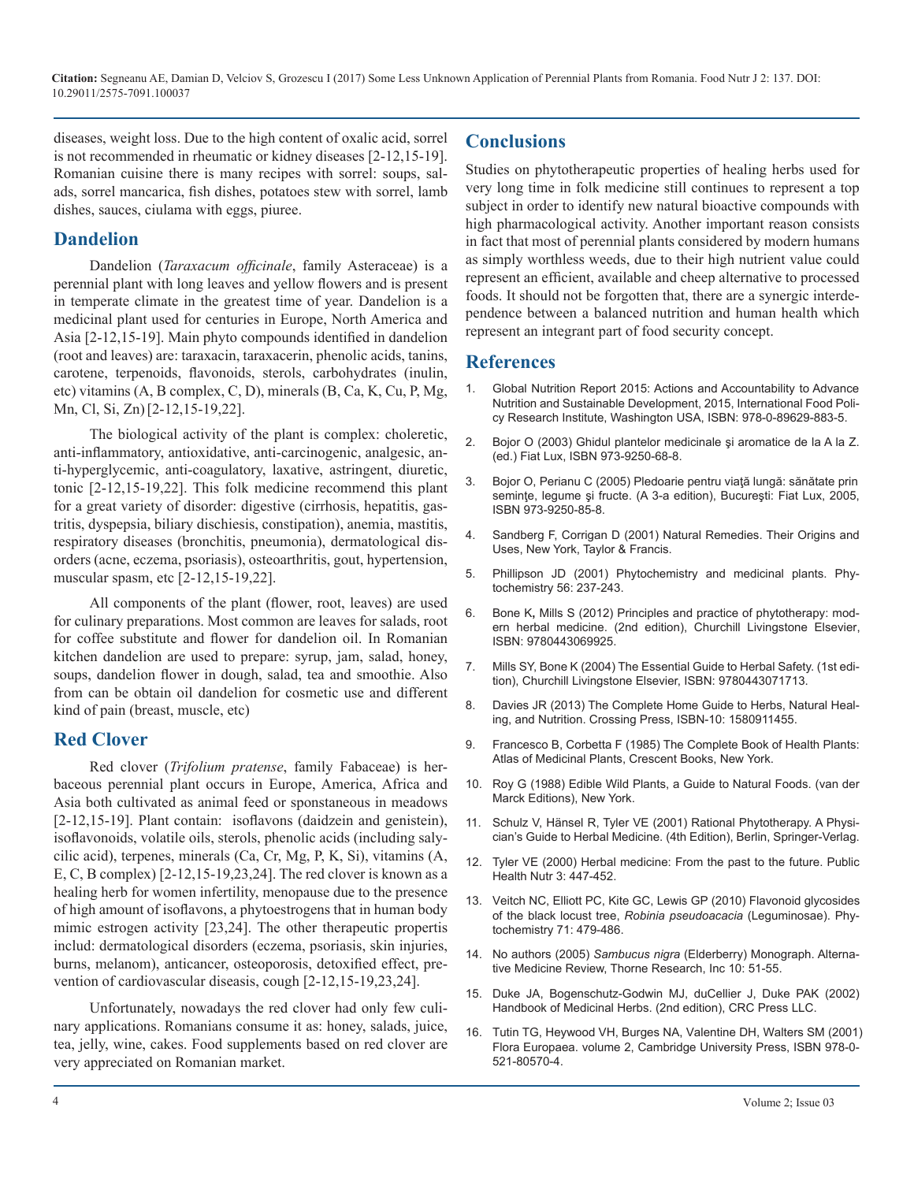diseases, weight loss. Due to the high content of oxalic acid, sorrel is not recommended in rheumatic or kidney diseases [2-12,15-19]. Romanian cuisine there is many recipes with sorrel: soups, salads, sorrel mancarica, fish dishes, potatoes stew with sorrel, lamb dishes, sauces, ciulama with eggs, piuree.

## Dandelion

Dandelion (*Taraxacum officinale*, family Asteraceae) is a perennial plant with long leaves and yellow flowers and is present in temperate climate in the greatest time of year. Dandelion is a medicinal plant used for centuries in Europe, North America and Asia [2-12,15-19]. Main phyto compounds identified in dandelion (root and leaves) are: taraxacin, taraxacerin, phenolic acids, tanins, carotene, terpenoids, flavonoids, sterols, carbohydrates (inulin, etc) vitamins (A, B complex, C, D), minerals (B, Ca, K, Cu, P, Mg, Mn, Cl, Si, Zn) [2-12,15-19,22].

The biological activity of the plant is complex: choleretic, anti-inflammatory, antioxidative, anti-carcinogenic, analgesic, anti-hyperglycemic, anti-coagulatory, laxative, astringent, diuretic, tonic [2-12,15-19,22]. This folk medicine recommend this plant for a great variety of disorder: digestive (cirrhosis, hepatitis, gastritis, dyspepsia, biliary dischiesis, constipation), anemia, mastitis, respiratory diseases (bronchitis, pneumonia), dermatological disorders (acne, eczema, psoriasis), osteoarthritis, gout, hypertension, muscular spasm, etc [2-12,15-19,22].

All components of the plant (flower, root, leaves) are used for culinary preparations. Most common are leaves for salads, root for coffee substitute and flower for dandelion oil. In Romanian kitchen dandelion are used to prepare: syrup, jam, salad, honey, soups, dandelion flower in dough, salad, tea and smoothie. Also from can be obtain oil dandelion for cosmetic use and different kind of pain (breast, muscle, etc)

## Red Clover

Red clover (*Trifolium pratense*, family Fabaceae) is herbaceous perennial plant occurs in Europe, America, Africa and Asia both cultivated as animal feed or spontaneous in meadows [2-12,15-19]. Plant contain: isoflavons (daidzein and genistein), isoflavonoids, volatile oils, sterols, phenolic acids (including salycilic acid), terpenes, minerals (Ca, Cr, Mg, P, K, Si), vitamins (A, E, C, B complex) [2-12,15-19,23,24]. The red clover is known as a healing herb for women infertility, menopause due to the presence of high amount of isoflavons, a phytoestrogens that in human body mimic estrogen activity [23,24]. The other therapeutic propertis includ: dermatological disorders (eczema, psoriasis, skin injuries, burns, melanom), anticancer, osteoporosis, detoxified effect, prevention of cardiovascular diseasis, cough [2-12,15-19,23,24].

Unfortunately, nowadays the red clover had only few culinary applications. Romanians consume it as: honey, salads, juice, tea, jelly, wine, cakes. Food supplements based on red clover are very appreciated on Romanian market.

## Conclusions

Studies on phytotherapeutic properties of healing herbs used for very long time in folk medicine still continues to represent a top subject in order to identify new natural bioactive compounds with high pharmacological activity. Another important reason consists in fact that most of perennial plants considered by modern humans as simply worthless weeds, due to their high nutrient value could represent an efficient, available and cheep alternative to processed foods. It should not be forgotten that, there are a synergic interdependence between a balanced nutrition and human health which represent an integrant part of food security concept.

## References

1. Global Nutrition Report 2015: Actions and Accountability to Advance Nutrition and Sustainable Development, 2015, International Food Policy Research Institute, Washington USA, ISBN: 978-0-89629-883-5.
2. Bojor O (2003) Ghidul plantelor medicinale şi aromatice de la A la Z. (ed.) Fiat Lux, ISBN 973-9250-68-8.
3. Bojor O, Perianu C (2005) Pledoarie pentru viaţă lungă: sănătate prin seminţe, legume şi fructe. (A 3-a edition), Bucureşti: Fiat Lux, 2005, ISBN 973-9250-85-8.
4. Sandberg F, Corrigan D (2001) Natural Remedies. Their Origins and Uses, New York, Taylor & Francis.
5. Phillipson JD (2001) Phytochemistry and medicinal plants. Phytochemistry 56: 237-243.
6. Bone K, Mills S (2012) Principles and practice of phytotherapy: modern herbal medicine. (2nd edition), Churchill Livingstone Elsevier, ISBN: 9780443069925.
7. Mills SY, Bone K (2004) The Essential Guide to Herbal Safety. (1st edition), Churchill Livingstone Elsevier, ISBN: 9780443071713.
8. Davies JR (2013) The Complete Home Guide to Herbs, Natural Healing, and Nutrition. Crossing Press, ISBN-10: 1580911455.
9. Francesco B, Corbetta F (1985) The Complete Book of Health Plants: Atlas of Medicinal Plants, Crescent Books, New York.
10. Roy G (1988) Edible Wild Plants, a Guide to Natural Foods. (van der Marck Editions), New York.
11. Schulz V, Hänsel R, Tyler VE (2001) Rational Phytotherapy. A Physician's Guide to Herbal Medicine. (4th Edition), Berlin, Springer-Verlag.
12. Tyler VE (2000) Herbal medicine: From the past to the future. Public Health Nutr 3: 447-452.
13. Veitch NC, Elliott PC, Kite GC, Lewis GP (2010) Flavonoid glycosides of the black locust tree, *Robinia pseudoacacia* (Leguminosae). Phytochemistry 71: 479-486.
14. No authors (2005) *Sambucus nigra* (Elderberry) Monograph. Alternative Medicine Review, Thorne Research, Inc 10: 51-55.
15. Duke JA, Bogenschutz-Godwin MJ, duCellier J, Duke PAK (2002) Handbook of Medicinal Herbs. (2nd edition), CRC Press LLC.
16. Tutin TG, Heywood VH, Burges NA, Valentine DH, Walters SM (2001) Flora Europaea. volume 2, Cambridge University Press, ISBN 978-0-521-80570-4.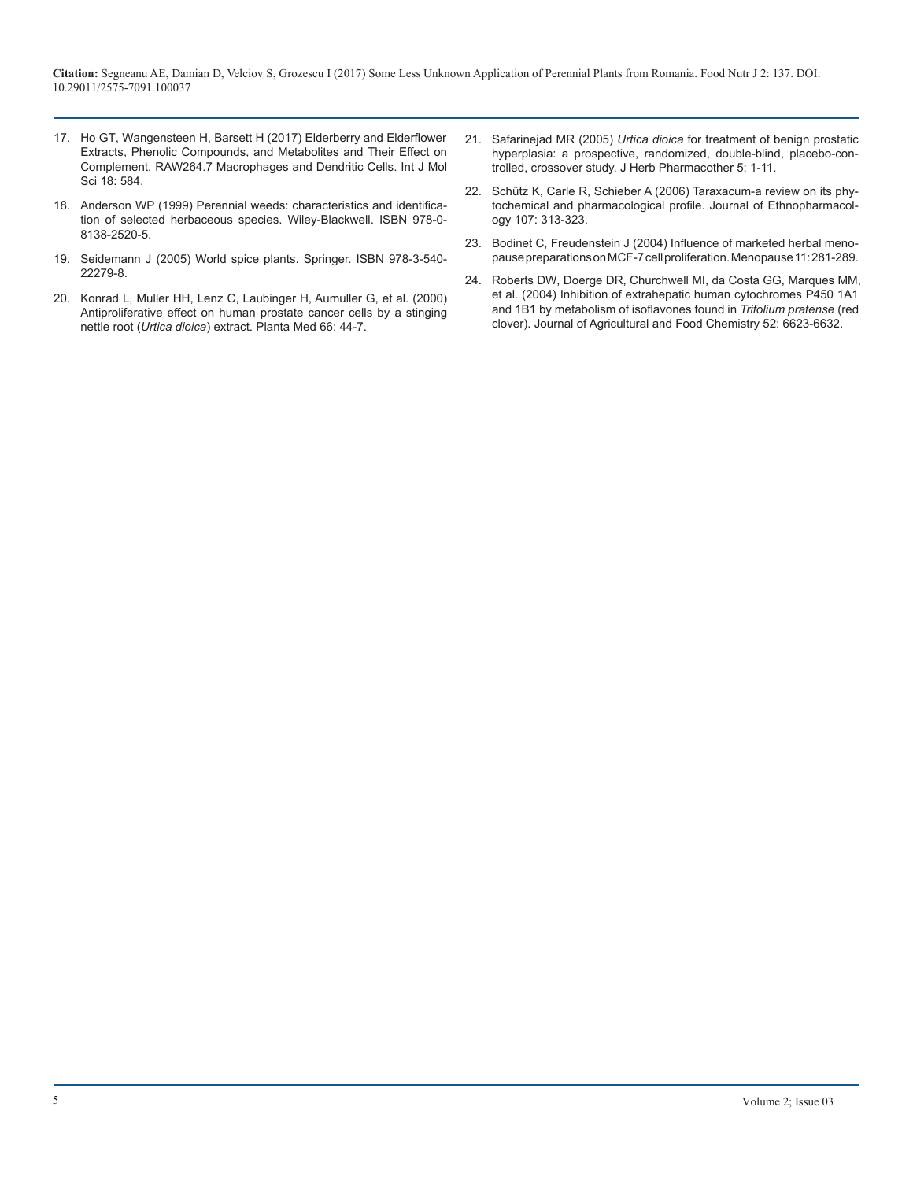17. Ho GT, Wangensteen H, Barsett H (2017) Elderberry and Elderflower Extracts, Phenolic Compounds, and Metabolites and Their Effect on Complement, RAW264.7 Macrophages and Dendritic Cells. Int J Mol Sci 18: 584.

18. Anderson WP (1999) Perennial weeds: characteristics and identification of selected herbaceous species. Wiley-Blackwell. ISBN 978-0-8138-2520-5.

19. Seidemann J (2005) World spice plants. Springer. ISBN 978-3-540-22279-8.

20. Konrad L, Muller HH, Lenz C, Laubinger H, Aumuller G, et al. (2000) Antiproliferative effect on human prostate cancer cells by a stinging nettle root (*Urtica dioica*) extract. Planta Med 66: 44-7.

21. Safarinejad MR (2005) *Urtica dioica* for treatment of benign prostatic hyperplasia: a prospective, randomized, double-blind, placebo-controlled, crossover study. J Herb Pharmacother 5: 1-11.

22. Schütz K, Carle R, Schieber A (2006) Taraxacum-a review on its phytochemical and pharmacological profile. Journal of Ethnopharmacology 107: 313-323.

23. Bodinet C, Freudenstein J (2004) Influence of marketed herbal menopause preparations on MCF-7 cell proliferation. Menopause 11: 281-289.

24. Roberts DW, Doerge DR, Churchwell MI, da Costa GG, Marques MM, et al. (2004) Inhibition of extrahepatic human cytochromes P450 1A1 and 1B1 by metabolism of isoflavones found in *Trifolium pratense* (red clover). Journal of Agricultural and Food Chemistry 52: 6623-6632.